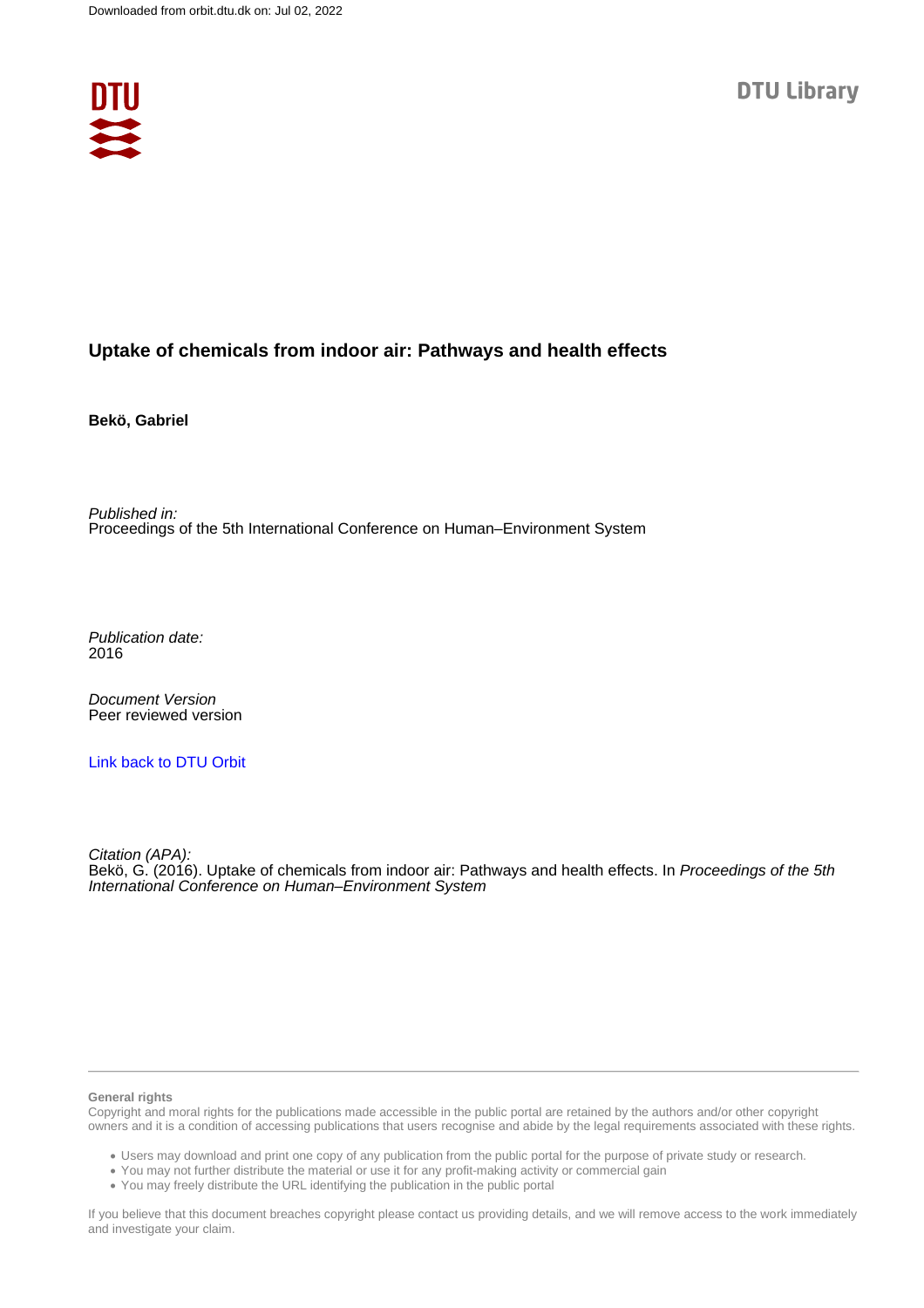Downloaded from orbit.dtu.dk on: Jul 02, 2022

DTU Library

# Uptake of chemicals from indoor air: Pathways and health effects

**Bekö, Gabriel**

*Published in:*
Proceedings of the 5th International Conference on Human–Environment System

*Publication date:*
2016

*Document Version*
Peer reviewed version

[Link back to DTU Orbit]

*Citation (APA):*
Bekö, G. (2016). Uptake of chemicals from indoor air: Pathways and health effects. In *Proceedings of the 5th International Conference on Human–Environment System*

**General rights**
Copyright and moral rights for the publications made accessible in the public portal are retained by the authors and/or other copyright owners and it is a condition of accessing publications that users recognise and abide by the legal requirements associated with these rights.

- Users may download and print one copy of any publication from the public portal for the purpose of private study or research.
- You may not further distribute the material or use it for any profit-making activity or commercial gain
- You may freely distribute the URL identifying the publication in the public portal

If you believe that this document breaches copyright please contact us providing details, and we will remove access to the work immediately and investigate your claim.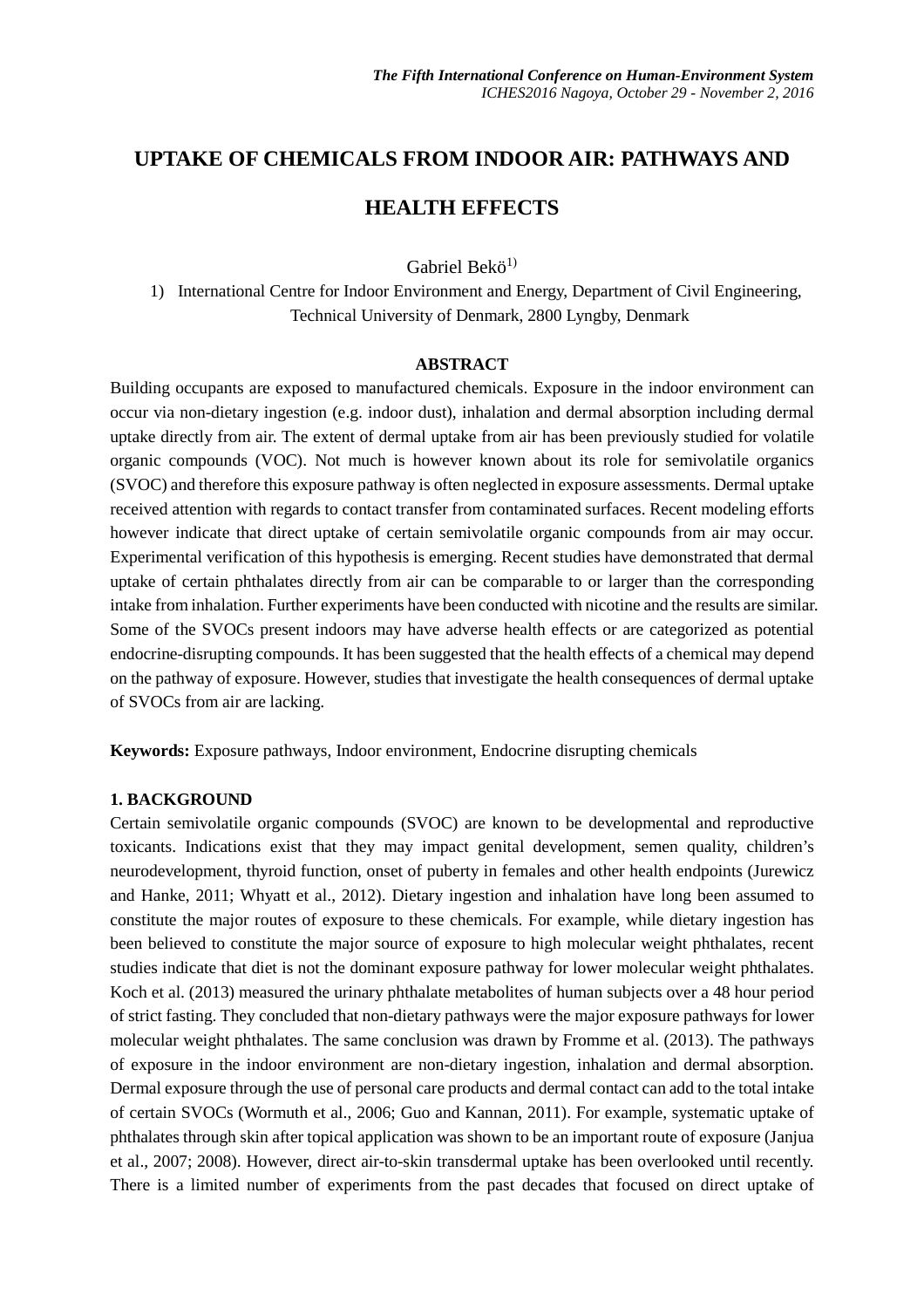# UPTAKE OF CHEMICALS FROM INDOOR AIR: PATHWAYS AND HEALTH EFFECTS

Gabriel Bekö[1)]

1) International Centre for Indoor Environment and Energy, Department of Civil Engineering, Technical University of Denmark, 2800 Lyngby, Denmark

## ABSTRACT

Building occupants are exposed to manufactured chemicals. Exposure in the indoor environment can occur via non-dietary ingestion (e.g. indoor dust), inhalation and dermal absorption including dermal uptake directly from air. The extent of dermal uptake from air has been previously studied for volatile organic compounds (VOC). Not much is however known about its role for semivolatile organics (SVOC) and therefore this exposure pathway is often neglected in exposure assessments. Dermal uptake received attention with regards to contact transfer from contaminated surfaces. Recent modeling efforts however indicate that direct uptake of certain semivolatile organic compounds from air may occur. Experimental verification of this hypothesis is emerging. Recent studies have demonstrated that dermal uptake of certain phthalates directly from air can be comparable to or larger than the corresponding intake from inhalation. Further experiments have been conducted with nicotine and the results are similar. Some of the SVOCs present indoors may have adverse health effects or are categorized as potential endocrine-disrupting compounds. It has been suggested that the health effects of a chemical may depend on the pathway of exposure. However, studies that investigate the health consequences of dermal uptake of SVOCs from air are lacking.

**Keywords:** Exposure pathways, Indoor environment, Endocrine disrupting chemicals

## 1. BACKGROUND

Certain semivolatile organic compounds (SVOC) are known to be developmental and reproductive toxicants. Indications exist that they may impact genital development, semen quality, children's neurodevelopment, thyroid function, onset of puberty in females and other health endpoints (Jurewicz and Hanke, 2011; Whyatt et al., 2012). Dietary ingestion and inhalation have long been assumed to constitute the major routes of exposure to these chemicals. For example, while dietary ingestion has been believed to constitute the major source of exposure to high molecular weight phthalates, recent studies indicate that diet is not the dominant exposure pathway for lower molecular weight phthalates. Koch et al. (2013) measured the urinary phthalate metabolites of human subjects over a 48 hour period of strict fasting. They concluded that non-dietary pathways were the major exposure pathways for lower molecular weight phthalates. The same conclusion was drawn by Fromme et al. (2013). The pathways of exposure in the indoor environment are non-dietary ingestion, inhalation and dermal absorption. Dermal exposure through the use of personal care products and dermal contact can add to the total intake of certain SVOCs (Wormuth et al., 2006; Guo and Kannan, 2011). For example, systematic uptake of phthalates through skin after topical application was shown to be an important route of exposure (Janjua et al., 2007; 2008). However, direct air-to-skin transdermal uptake has been overlooked until recently. There is a limited number of experiments from the past decades that focused on direct uptake of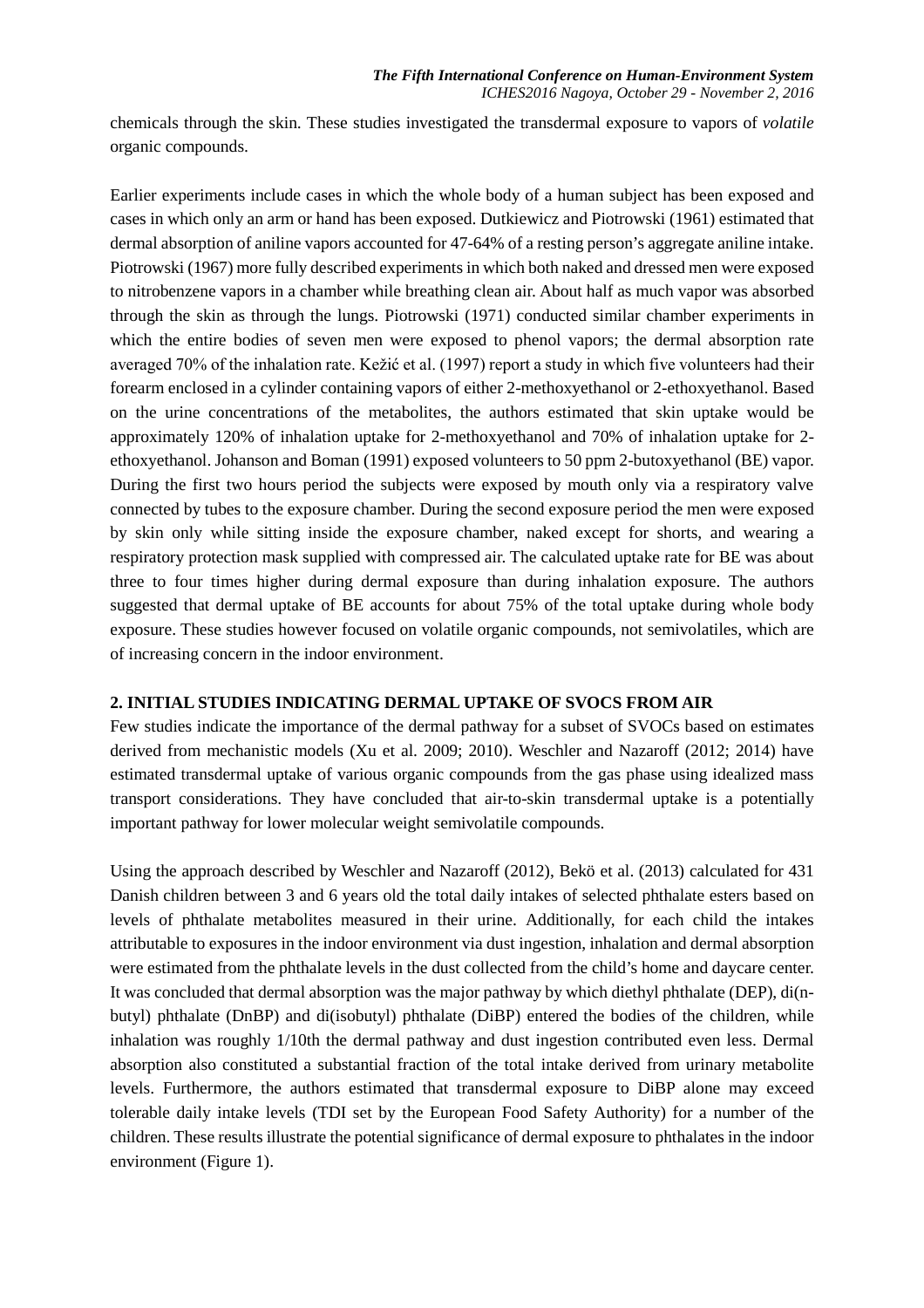chemicals through the skin. These studies investigated the transdermal exposure to vapors of *volatile* organic compounds.

Earlier experiments include cases in which the whole body of a human subject has been exposed and cases in which only an arm or hand has been exposed. Dutkiewicz and Piotrowski (1961) estimated that dermal absorption of aniline vapors accounted for 47-64% of a resting person's aggregate aniline intake. Piotrowski (1967) more fully described experiments in which both naked and dressed men were exposed to nitrobenzene vapors in a chamber while breathing clean air. About half as much vapor was absorbed through the skin as through the lungs. Piotrowski (1971) conducted similar chamber experiments in which the entire bodies of seven men were exposed to phenol vapors; the dermal absorption rate averaged 70% of the inhalation rate. Kežić et al. (1997) report a study in which five volunteers had their forearm enclosed in a cylinder containing vapors of either 2-methoxyethanol or 2-ethoxyethanol. Based on the urine concentrations of the metabolites, the authors estimated that skin uptake would be approximately 120% of inhalation uptake for 2-methoxyethanol and 70% of inhalation uptake for 2-ethoxyethanol. Johanson and Boman (1991) exposed volunteers to 50 ppm 2-butoxyethanol (BE) vapor. During the first two hours period the subjects were exposed by mouth only via a respiratory valve connected by tubes to the exposure chamber. During the second exposure period the men were exposed by skin only while sitting inside the exposure chamber, naked except for shorts, and wearing a respiratory protection mask supplied with compressed air. The calculated uptake rate for BE was about three to four times higher during dermal exposure than during inhalation exposure. The authors suggested that dermal uptake of BE accounts for about 75% of the total uptake during whole body exposure. These studies however focused on volatile organic compounds, not semivolatiles, which are of increasing concern in the indoor environment.

## 2. INITIAL STUDIES INDICATING DERMAL UPTAKE OF SVOCS FROM AIR

Few studies indicate the importance of the dermal pathway for a subset of SVOCs based on estimates derived from mechanistic models (Xu et al. 2009; 2010). Weschler and Nazaroff (2012; 2014) have estimated transdermal uptake of various organic compounds from the gas phase using idealized mass transport considerations. They have concluded that air-to-skin transdermal uptake is a potentially important pathway for lower molecular weight semivolatile compounds.

Using the approach described by Weschler and Nazaroff (2012), Bekö et al. (2013) calculated for 431 Danish children between 3 and 6 years old the total daily intakes of selected phthalate esters based on levels of phthalate metabolites measured in their urine. Additionally, for each child the intakes attributable to exposures in the indoor environment via dust ingestion, inhalation and dermal absorption were estimated from the phthalate levels in the dust collected from the child's home and daycare center. It was concluded that dermal absorption was the major pathway by which diethyl phthalate (DEP), di(n-butyl) phthalate (DnBP) and di(isobutyl) phthalate (DiBP) entered the bodies of the children, while inhalation was roughly 1/10th the dermal pathway and dust ingestion contributed even less. Dermal absorption also constituted a substantial fraction of the total intake derived from urinary metabolite levels. Furthermore, the authors estimated that transdermal exposure to DiBP alone may exceed tolerable daily intake levels (TDI set by the European Food Safety Authority) for a number of the children. These results illustrate the potential significance of dermal exposure to phthalates in the indoor environment (Figure 1).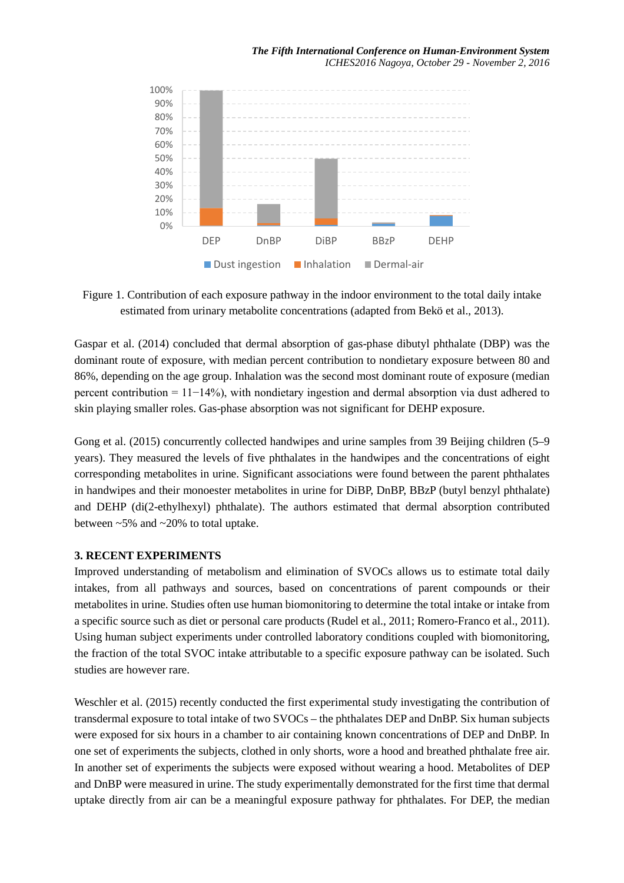Figure 1. Contribution of each exposure pathway in the indoor environment to the total daily intake estimated from urinary metabolite concentrations (adapted from Bekö et al., 2013).

Gaspar et al. (2014) concluded that dermal absorption of gas-phase dibutyl phthalate (DBP) was the dominant route of exposure, with median percent contribution to nondietary exposure between 80 and 86%, depending on the age group. Inhalation was the second most dominant route of exposure (median percent contribution = 11−14%), with nondietary ingestion and dermal absorption via dust adhered to skin playing smaller roles. Gas-phase absorption was not significant for DEHP exposure.

Gong et al. (2015) concurrently collected handwipes and urine samples from 39 Beijing children (5–9 years). They measured the levels of five phthalates in the handwipes and the concentrations of eight corresponding metabolites in urine. Significant associations were found between the parent phthalates in handwipes and their monoester metabolites in urine for DiBP, DnBP, BBzP (butyl benzyl phthalate) and DEHP (di(2-ethylhexyl) phthalate). The authors estimated that dermal absorption contributed between ~5% and ~20% to total uptake.

## 3. RECENT EXPERIMENTS

Improved understanding of metabolism and elimination of SVOCs allows us to estimate total daily intakes, from all pathways and sources, based on concentrations of parent compounds or their metabolites in urine. Studies often use human biomonitoring to determine the total intake or intake from a specific source such as diet or personal care products (Rudel et al., 2011; Romero-Franco et al., 2011). Using human subject experiments under controlled laboratory conditions coupled with biomonitoring, the fraction of the total SVOC intake attributable to a specific exposure pathway can be isolated. Such studies are however rare.

Weschler et al. (2015) recently conducted the first experimental study investigating the contribution of transdermal exposure to total intake of two SVOCs – the phthalates DEP and DnBP. Six human subjects were exposed for six hours in a chamber to air containing known concentrations of DEP and DnBP. In one set of experiments the subjects, clothed in only shorts, wore a hood and breathed phthalate free air. In another set of experiments the subjects were exposed without wearing a hood. Metabolites of DEP and DnBP were measured in urine. The study experimentally demonstrated for the first time that dermal uptake directly from air can be a meaningful exposure pathway for phthalates. For DEP, the median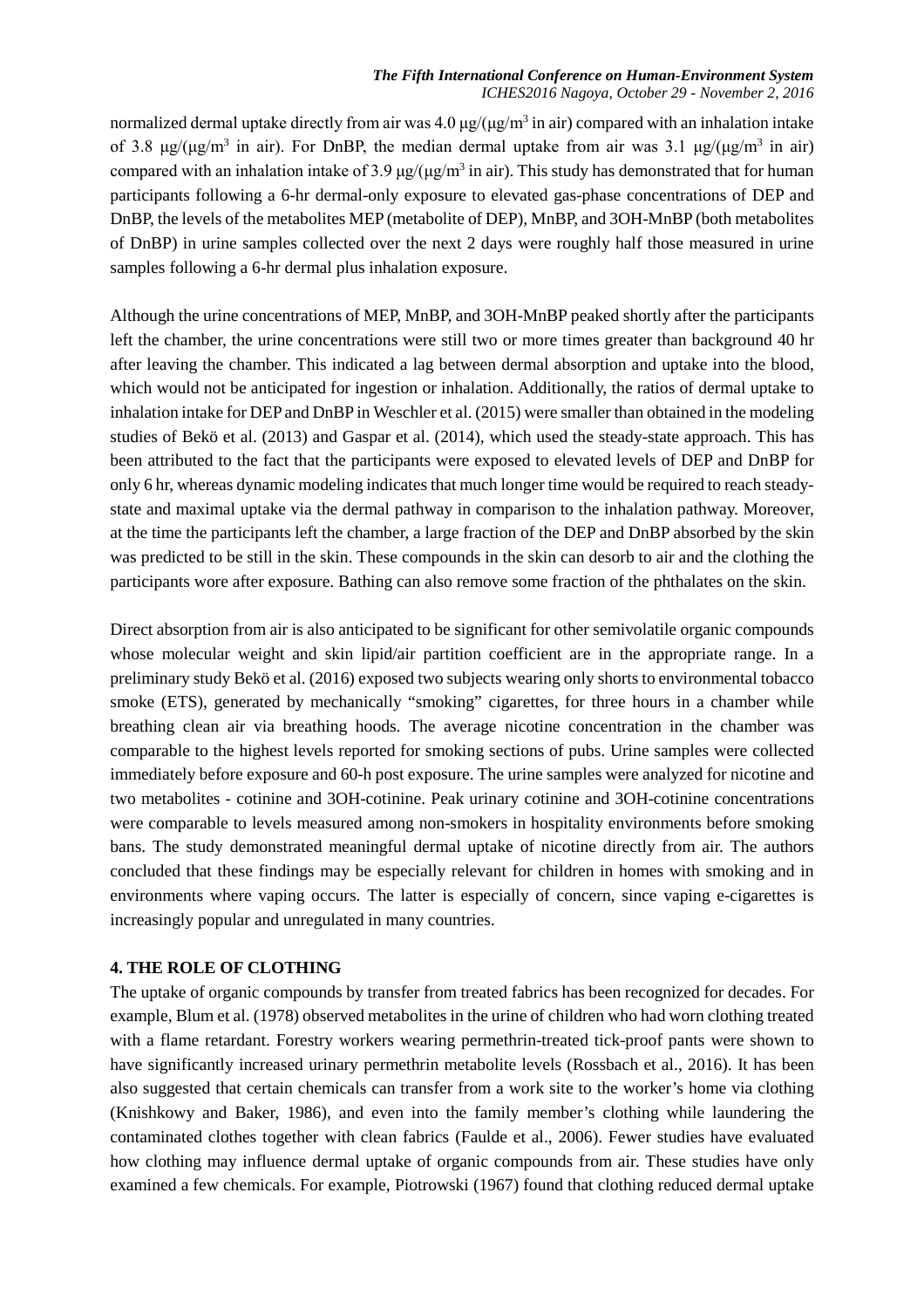normalized dermal uptake directly from air was 4.0 μg/(μg/m$^3$ in air) compared with an inhalation intake of 3.8 μg/(μg/m$^3$ in air). For DnBP, the median dermal uptake from air was 3.1 μg/(μg/m$^3$ in air) compared with an inhalation intake of 3.9 μg/(μg/m$^3$ in air). This study has demonstrated that for human participants following a 6-hr dermal-only exposure to elevated gas-phase concentrations of DEP and DnBP, the levels of the metabolites MEP (metabolite of DEP), MnBP, and 3OH-MnBP (both metabolites of DnBP) in urine samples collected over the next 2 days were roughly half those measured in urine samples following a 6-hr dermal plus inhalation exposure.

Although the urine concentrations of MEP, MnBP, and 3OH-MnBP peaked shortly after the participants left the chamber, the urine concentrations were still two or more times greater than background 40 hr after leaving the chamber. This indicated a lag between dermal absorption and uptake into the blood, which would not be anticipated for ingestion or inhalation. Additionally, the ratios of dermal uptake to inhalation intake for DEP and DnBP in Weschler et al. (2015) were smaller than obtained in the modeling studies of Bekö et al. (2013) and Gaspar et al. (2014), which used the steady-state approach. This has been attributed to the fact that the participants were exposed to elevated levels of DEP and DnBP for only 6 hr, whereas dynamic modeling indicates that much longer time would be required to reach steady-state and maximal uptake via the dermal pathway in comparison to the inhalation pathway. Moreover, at the time the participants left the chamber, a large fraction of the DEP and DnBP absorbed by the skin was predicted to be still in the skin. These compounds in the skin can desorb to air and the clothing the participants wore after exposure. Bathing can also remove some fraction of the phthalates on the skin.

Direct absorption from air is also anticipated to be significant for other semivolatile organic compounds whose molecular weight and skin lipid/air partition coefficient are in the appropriate range. In a preliminary study Bekö et al. (2016) exposed two subjects wearing only shorts to environmental tobacco smoke (ETS), generated by mechanically "smoking" cigarettes, for three hours in a chamber while breathing clean air via breathing hoods. The average nicotine concentration in the chamber was comparable to the highest levels reported for smoking sections of pubs. Urine samples were collected immediately before exposure and 60-h post exposure. The urine samples were analyzed for nicotine and two metabolites - cotinine and 3OH-cotinine. Peak urinary cotinine and 3OH-cotinine concentrations were comparable to levels measured among non-smokers in hospitality environments before smoking bans. The study demonstrated meaningful dermal uptake of nicotine directly from air. The authors concluded that these findings may be especially relevant for children in homes with smoking and in environments where vaping occurs. The latter is especially of concern, since vaping e-cigarettes is increasingly popular and unregulated in many countries.

## 4. THE ROLE OF CLOTHING

The uptake of organic compounds by transfer from treated fabrics has been recognized for decades. For example, Blum et al. (1978) observed metabolites in the urine of children who had worn clothing treated with a flame retardant. Forestry workers wearing permethrin-treated tick-proof pants were shown to have significantly increased urinary permethrin metabolite levels (Rossbach et al., 2016). It has been also suggested that certain chemicals can transfer from a work site to the worker's home via clothing (Knishkowy and Baker, 1986), and even into the family member's clothing while laundering the contaminated clothes together with clean fabrics (Faulde et al., 2006). Fewer studies have evaluated how clothing may influence dermal uptake of organic compounds from air. These studies have only examined a few chemicals. For example, Piotrowski (1967) found that clothing reduced dermal uptake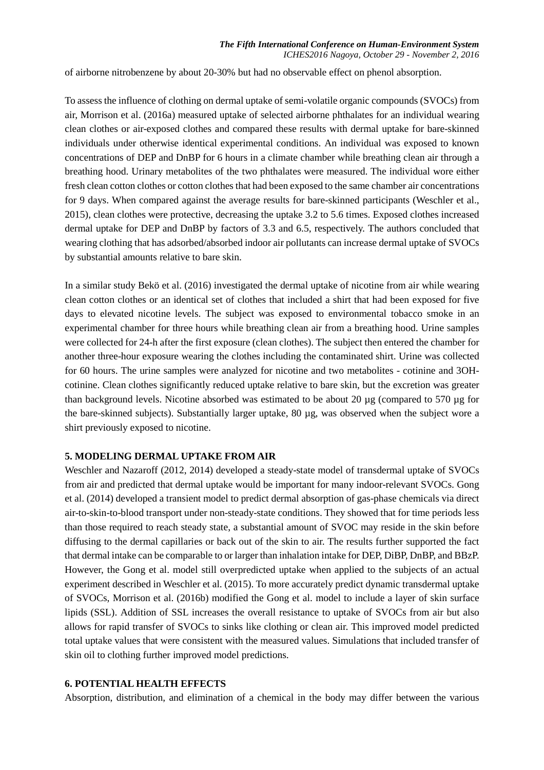of airborne nitrobenzene by about 20-30% but had no observable effect on phenol absorption.

To assess the influence of clothing on dermal uptake of semi-volatile organic compounds (SVOCs) from air, Morrison et al. (2016a) measured uptake of selected airborne phthalates for an individual wearing clean clothes or air-exposed clothes and compared these results with dermal uptake for bare-skinned individuals under otherwise identical experimental conditions. An individual was exposed to known concentrations of DEP and DnBP for 6 hours in a climate chamber while breathing clean air through a breathing hood. Urinary metabolites of the two phthalates were measured. The individual wore either fresh clean cotton clothes or cotton clothes that had been exposed to the same chamber air concentrations for 9 days. When compared against the average results for bare-skinned participants (Weschler et al., 2015), clean clothes were protective, decreasing the uptake 3.2 to 5.6 times. Exposed clothes increased dermal uptake for DEP and DnBP by factors of 3.3 and 6.5, respectively. The authors concluded that wearing clothing that has adsorbed/absorbed indoor air pollutants can increase dermal uptake of SVOCs by substantial amounts relative to bare skin.

In a similar study Bekö et al. (2016) investigated the dermal uptake of nicotine from air while wearing clean cotton clothes or an identical set of clothes that included a shirt that had been exposed for five days to elevated nicotine levels. The subject was exposed to environmental tobacco smoke in an experimental chamber for three hours while breathing clean air from a breathing hood. Urine samples were collected for 24-h after the first exposure (clean clothes). The subject then entered the chamber for another three-hour exposure wearing the clothes including the contaminated shirt. Urine was collected for 60 hours. The urine samples were analyzed for nicotine and two metabolites - cotinine and 3OH-cotinine. Clean clothes significantly reduced uptake relative to bare skin, but the excretion was greater than background levels. Nicotine absorbed was estimated to be about 20 µg (compared to 570 µg for the bare-skinned subjects). Substantially larger uptake, 80 µg, was observed when the subject wore a shirt previously exposed to nicotine.

## 5. MODELING DERMAL UPTAKE FROM AIR

Weschler and Nazaroff (2012, 2014) developed a steady-state model of transdermal uptake of SVOCs from air and predicted that dermal uptake would be important for many indoor-relevant SVOCs. Gong et al. (2014) developed a transient model to predict dermal absorption of gas-phase chemicals via direct air-to-skin-to-blood transport under non-steady-state conditions. They showed that for time periods less than those required to reach steady state, a substantial amount of SVOC may reside in the skin before diffusing to the dermal capillaries or back out of the skin to air. The results further supported the fact that dermal intake can be comparable to or larger than inhalation intake for DEP, DiBP, DnBP, and BBzP. However, the Gong et al. model still overpredicted uptake when applied to the subjects of an actual experiment described in Weschler et al. (2015). To more accurately predict dynamic transdermal uptake of SVOCs, Morrison et al. (2016b) modified the Gong et al. model to include a layer of skin surface lipids (SSL). Addition of SSL increases the overall resistance to uptake of SVOCs from air but also allows for rapid transfer of SVOCs to sinks like clothing or clean air. This improved model predicted total uptake values that were consistent with the measured values. Simulations that included transfer of skin oil to clothing further improved model predictions.

## 6. POTENTIAL HEALTH EFFECTS

Absorption, distribution, and elimination of a chemical in the body may differ between the various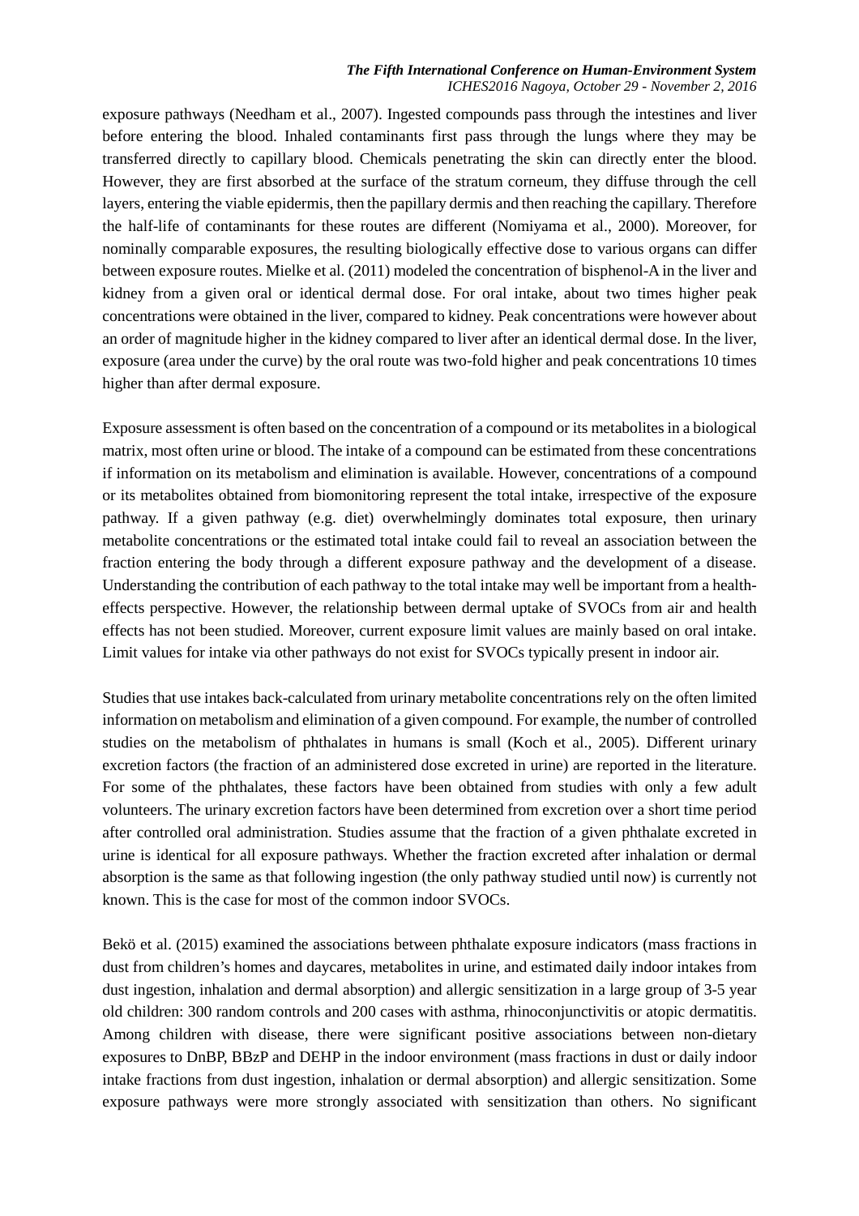exposure pathways (Needham et al., 2007). Ingested compounds pass through the intestines and liver before entering the blood. Inhaled contaminants first pass through the lungs where they may be transferred directly to capillary blood. Chemicals penetrating the skin can directly enter the blood. However, they are first absorbed at the surface of the stratum corneum, they diffuse through the cell layers, entering the viable epidermis, then the papillary dermis and then reaching the capillary. Therefore the half-life of contaminants for these routes are different (Nomiyama et al., 2000). Moreover, for nominally comparable exposures, the resulting biologically effective dose to various organs can differ between exposure routes. Mielke et al. (2011) modeled the concentration of bisphenol-A in the liver and kidney from a given oral or identical dermal dose. For oral intake, about two times higher peak concentrations were obtained in the liver, compared to kidney. Peak concentrations were however about an order of magnitude higher in the kidney compared to liver after an identical dermal dose. In the liver, exposure (area under the curve) by the oral route was two-fold higher and peak concentrations 10 times higher than after dermal exposure.

Exposure assessment is often based on the concentration of a compound or its metabolites in a biological matrix, most often urine or blood. The intake of a compound can be estimated from these concentrations if information on its metabolism and elimination is available. However, concentrations of a compound or its metabolites obtained from biomonitoring represent the total intake, irrespective of the exposure pathway. If a given pathway (e.g. diet) overwhelmingly dominates total exposure, then urinary metabolite concentrations or the estimated total intake could fail to reveal an association between the fraction entering the body through a different exposure pathway and the development of a disease. Understanding the contribution of each pathway to the total intake may well be important from a health-effects perspective. However, the relationship between dermal uptake of SVOCs from air and health effects has not been studied. Moreover, current exposure limit values are mainly based on oral intake. Limit values for intake via other pathways do not exist for SVOCs typically present in indoor air.

Studies that use intakes back-calculated from urinary metabolite concentrations rely on the often limited information on metabolism and elimination of a given compound. For example, the number of controlled studies on the metabolism of phthalates in humans is small (Koch et al., 2005). Different urinary excretion factors (the fraction of an administered dose excreted in urine) are reported in the literature. For some of the phthalates, these factors have been obtained from studies with only a few adult volunteers. The urinary excretion factors have been determined from excretion over a short time period after controlled oral administration. Studies assume that the fraction of a given phthalate excreted in urine is identical for all exposure pathways. Whether the fraction excreted after inhalation or dermal absorption is the same as that following ingestion (the only pathway studied until now) is currently not known. This is the case for most of the common indoor SVOCs.

Bekö et al. (2015) examined the associations between phthalate exposure indicators (mass fractions in dust from children's homes and daycares, metabolites in urine, and estimated daily indoor intakes from dust ingestion, inhalation and dermal absorption) and allergic sensitization in a large group of 3-5 year old children: 300 random controls and 200 cases with asthma, rhinoconjunctivitis or atopic dermatitis. Among children with disease, there were significant positive associations between non-dietary exposures to DnBP, BBzP and DEHP in the indoor environment (mass fractions in dust or daily indoor intake fractions from dust ingestion, inhalation or dermal absorption) and allergic sensitization. Some exposure pathways were more strongly associated with sensitization than others. No significant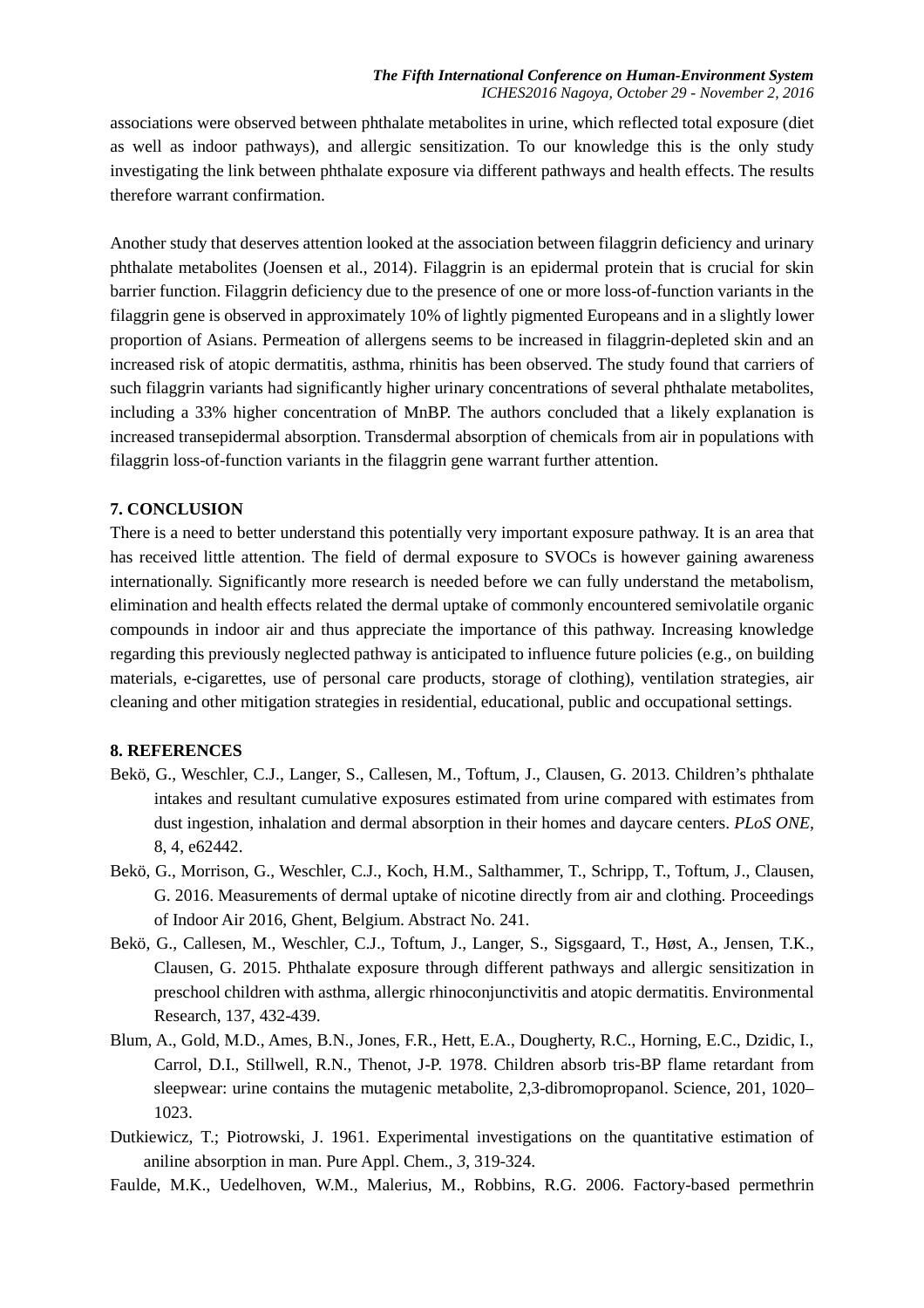associations were observed between phthalate metabolites in urine, which reflected total exposure (diet as well as indoor pathways), and allergic sensitization. To our knowledge this is the only study investigating the link between phthalate exposure via different pathways and health effects. The results therefore warrant confirmation.

Another study that deserves attention looked at the association between filaggrin deficiency and urinary phthalate metabolites (Joensen et al., 2014). Filaggrin is an epidermal protein that is crucial for skin barrier function. Filaggrin deficiency due to the presence of one or more loss-of-function variants in the filaggrin gene is observed in approximately 10% of lightly pigmented Europeans and in a slightly lower proportion of Asians. Permeation of allergens seems to be increased in filaggrin-depleted skin and an increased risk of atopic dermatitis, asthma, rhinitis has been observed. The study found that carriers of such filaggrin variants had significantly higher urinary concentrations of several phthalate metabolites, including a 33% higher concentration of MnBP. The authors concluded that a likely explanation is increased transepidermal absorption. Transdermal absorption of chemicals from air in populations with filaggrin loss-of-function variants in the filaggrin gene warrant further attention.

## 7. CONCLUSION

There is a need to better understand this potentially very important exposure pathway. It is an area that has received little attention. The field of dermal exposure to SVOCs is however gaining awareness internationally. Significantly more research is needed before we can fully understand the metabolism, elimination and health effects related the dermal uptake of commonly encountered semivolatile organic compounds in indoor air and thus appreciate the importance of this pathway. Increasing knowledge regarding this previously neglected pathway is anticipated to influence future policies (e.g., on building materials, e-cigarettes, use of personal care products, storage of clothing), ventilation strategies, air cleaning and other mitigation strategies in residential, educational, public and occupational settings.

## 8. REFERENCES

Bekö, G., Weschler, C.J., Langer, S., Callesen, M., Toftum, J., Clausen, G. 2013. Children's phthalate intakes and resultant cumulative exposures estimated from urine compared with estimates from dust ingestion, inhalation and dermal absorption in their homes and daycare centers. *PLoS ONE*, 8, 4, e62442.

Bekö, G., Morrison, G., Weschler, C.J., Koch, H.M., Salthammer, T., Schripp, T., Toftum, J., Clausen, G. 2016. Measurements of dermal uptake of nicotine directly from air and clothing. Proceedings of Indoor Air 2016, Ghent, Belgium. Abstract No. 241.

Bekö, G., Callesen, M., Weschler, C.J., Toftum, J., Langer, S., Sigsgaard, T., Høst, A., Jensen, T.K., Clausen, G. 2015. Phthalate exposure through different pathways and allergic sensitization in preschool children with asthma, allergic rhinoconjunctivitis and atopic dermatitis. Environmental Research, 137, 432-439.

Blum, A., Gold, M.D., Ames, B.N., Jones, F.R., Hett, E.A., Dougherty, R.C., Horning, E.C., Dzidic, I., Carrol, D.I., Stillwell, R.N., Thenot, J-P. 1978. Children absorb tris-BP flame retardant from sleepwear: urine contains the mutagenic metabolite, 2,3-dibromopropanol. Science, 201, 1020–1023.

Dutkiewicz, T.; Piotrowski, J. 1961. Experimental investigations on the quantitative estimation of aniline absorption in man. Pure Appl. Chem., *3*, 319-324.

Faulde, M.K., Uedelhoven, W.M., Malerius, M., Robbins, R.G. 2006. Factory-based permethrin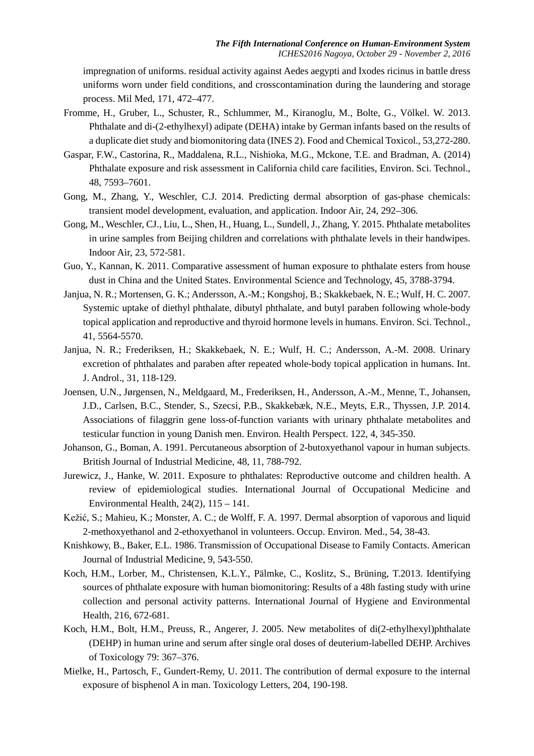impregnation of uniforms. residual activity against Aedes aegypti and Ixodes ricinus in battle dress uniforms worn under field conditions, and crosscontamination during the laundering and storage process. Mil Med, 171, 472–477.

Fromme, H., Gruber, L., Schuster, R., Schlummer, M., Kiranoglu, M., Bolte, G., Völkel. W. 2013. Phthalate and di-(2-ethylhexyl) adipate (DEHA) intake by German infants based on the results of a duplicate diet study and biomonitoring data (INES 2). Food and Chemical Toxicol., 53,272-280.

Gaspar, F.W., Castorina, R., Maddalena, R.L., Nishioka, M.G., Mckone, T.E. and Bradman, A. (2014) Phthalate exposure and risk assessment in California child care facilities, Environ. Sci. Technol., 48, 7593–7601.

Gong, M., Zhang, Y., Weschler, C.J. 2014. Predicting dermal absorption of gas-phase chemicals: transient model development, evaluation, and application. Indoor Air, 24, 292–306.

Gong, M., Weschler, CJ., Liu, L., Shen, H., Huang, L., Sundell, J., Zhang, Y. 2015. Phthalate metabolites in urine samples from Beijing children and correlations with phthalate levels in their handwipes. Indoor Air, 23, 572-581.

Guo, Y., Kannan, K. 2011. Comparative assessment of human exposure to phthalate esters from house dust in China and the United States. Environmental Science and Technology, 45, 3788-3794.

Janjua, N. R.; Mortensen, G. K.; Andersson, A.-M.; Kongshoj, B.; Skakkebaek, N. E.; Wulf, H. C. 2007. Systemic uptake of diethyl phthalate, dibutyl phthalate, and butyl paraben following whole-body topical application and reproductive and thyroid hormone levels in humans. Environ. Sci. Technol., 41, 5564-5570.

Janjua, N. R.; Frederiksen, H.; Skakkebaek, N. E.; Wulf, H. C.; Andersson, A.-M. 2008. Urinary excretion of phthalates and paraben after repeated whole-body topical application in humans. Int. J. Androl., 31, 118-129.

Joensen, U.N., Jørgensen, N., Meldgaard, M., Frederiksen, H., Andersson, A.-M., Menne, T., Johansen, J.D., Carlsen, B.C., Stender, S., Szecsi, P.B., Skakkebæk, N.E., Meyts, E.R., Thyssen, J.P. 2014. Associations of filaggrin gene loss-of-function variants with urinary phthalate metabolites and testicular function in young Danish men. Environ. Health Perspect. 122, 4, 345-350.

Johanson, G., Boman, A. 1991. Percutaneous absorption of 2-butoxyethanol vapour in human subjects. British Journal of Industrial Medicine, 48, 11, 788-792.

Jurewicz, J., Hanke, W. 2011. Exposure to phthalates: Reproductive outcome and children health. A review of epidemiological studies. International Journal of Occupational Medicine and Environmental Health, 24(2), 115 – 141.

Kežić, S.; Mahieu, K.; Monster, A. C.; de Wolff, F. A. 1997. Dermal absorption of vaporous and liquid 2-methoxyethanol and 2-ethoxyethanol in volunteers. Occup. Environ. Med., 54, 38-43.

Knishkowy, B., Baker, E.L. 1986. Transmission of Occupational Disease to Family Contacts. American Journal of Industrial Medicine, 9, 543-550.

Koch, H.M., Lorber, M., Christensen, K.L.Y., Pälmke, C., Koslitz, S., Brüning, T.2013. Identifying sources of phthalate exposure with human biomonitoring: Results of a 48h fasting study with urine collection and personal activity patterns. International Journal of Hygiene and Environmental Health, 216, 672-681.

Koch, H.M., Bolt, H.M., Preuss, R., Angerer, J. 2005. New metabolites of di(2-ethylhexyl)phthalate (DEHP) in human urine and serum after single oral doses of deuterium-labelled DEHP. Archives of Toxicology 79: 367–376.

Mielke, H., Partosch, F., Gundert-Remy, U. 2011. The contribution of dermal exposure to the internal exposure of bisphenol A in man. Toxicology Letters, 204, 190-198.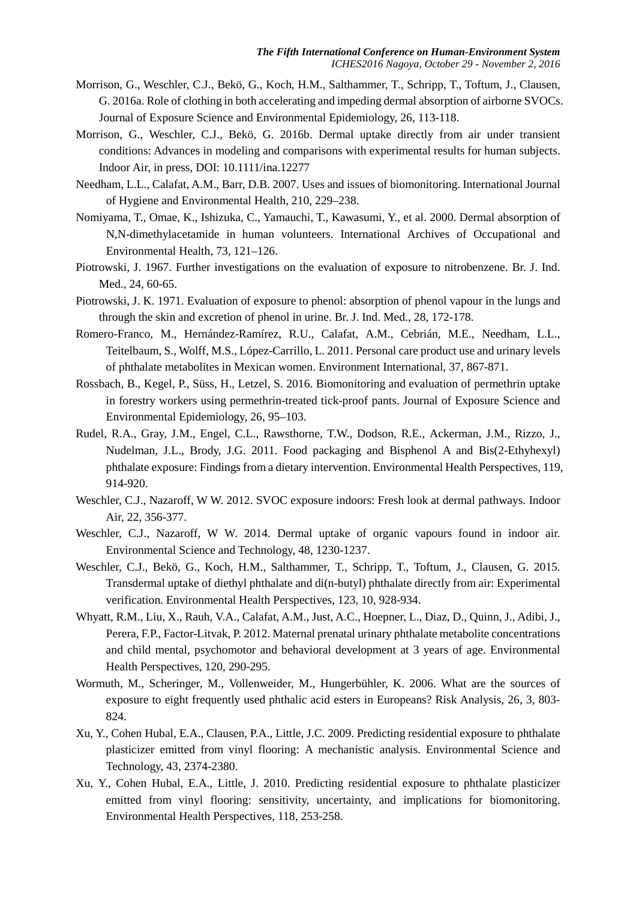Morrison, G., Weschler, C.J., Bekö, G., Koch, H.M., Salthammer, T., Schripp, T., Toftum, J., Clausen, G. 2016a. Role of clothing in both accelerating and impeding dermal absorption of airborne SVOCs. Journal of Exposure Science and Environmental Epidemiology, 26, 113-118.

Morrison, G., Weschler, C.J., Bekö, G. 2016b. Dermal uptake directly from air under transient conditions: Advances in modeling and comparisons with experimental results for human subjects. Indoor Air, in press, DOI: 10.1111/ina.12277

Needham, L.L., Calafat, A.M., Barr, D.B. 2007. Uses and issues of biomonitoring. International Journal of Hygiene and Environmental Health, 210, 229–238.

Nomiyama, T., Omae, K., Ishizuka, C., Yamauchi, T., Kawasumi, Y., et al. 2000. Dermal absorption of N,N-dimethylacetamide in human volunteers. International Archives of Occupational and Environmental Health, 73, 121–126.

Piotrowski, J. 1967. Further investigations on the evaluation of exposure to nitrobenzene. Br. J. Ind. Med., 24, 60-65.

Piotrowski, J. K. 1971. Evaluation of exposure to phenol: absorption of phenol vapour in the lungs and through the skin and excretion of phenol in urine. Br. J. Ind. Med., 28, 172-178.

Romero-Franco, M., Hernández-Ramírez, R.U., Calafat, A.M., Cebrián, M.E., Needham, L.L., Teitelbaum, S., Wolff, M.S., López-Carrillo, L. 2011. Personal care product use and urinary levels of phthalate metabolites in Mexican women. Environment International, 37, 867-871.

Rossbach, B., Kegel, P., Süss, H., Letzel, S. 2016. Biomonitoring and evaluation of permethrin uptake in forestry workers using permethrin-treated tick-proof pants. Journal of Exposure Science and Environmental Epidemiology, 26, 95–103.

Rudel, R.A., Gray, J.M., Engel, C.L., Rawsthorne, T.W., Dodson, R.E., Ackerman, J.M., Rizzo, J., Nudelman, J.L., Brody, J.G. 2011. Food packaging and Bisphenol A and Bis(2-Ethyhexyl) phthalate exposure: Findings from a dietary intervention. Environmental Health Perspectives, 119, 914-920.

Weschler, C.J., Nazaroff, W W. 2012. SVOC exposure indoors: Fresh look at dermal pathways. Indoor Air, 22, 356-377.

Weschler, C.J., Nazaroff, W W. 2014. Dermal uptake of organic vapours found in indoor air. Environmental Science and Technology, 48, 1230-1237.

Weschler, C.J., Bekö, G., Koch, H.M., Salthammer, T., Schripp, T., Toftum, J., Clausen, G. 2015. Transdermal uptake of diethyl phthalate and di(n-butyl) phthalate directly from air: Experimental verification. Environmental Health Perspectives, 123, 10, 928-934.

Whyatt, R.M., Liu, X., Rauh, V.A., Calafat, A.M., Just, A.C., Hoepner, L., Diaz, D., Quinn, J., Adibi, J., Perera, F.P., Factor-Litvak, P. 2012. Maternal prenatal urinary phthalate metabolite concentrations and child mental, psychomotor and behavioral development at 3 years of age. Environmental Health Perspectives, 120, 290-295.

Wormuth, M., Scheringer, M., Vollenweider, M., Hungerbühler, K. 2006. What are the sources of exposure to eight frequently used phthalic acid esters in Europeans? Risk Analysis, 26, 3, 803-824.

Xu, Y., Cohen Hubal, E.A., Clausen, P.A., Little, J.C. 2009. Predicting residential exposure to phthalate plasticizer emitted from vinyl flooring: A mechanistic analysis. Environmental Science and Technology, 43, 2374-2380.

Xu, Y., Cohen Hubal, E.A., Little, J. 2010. Predicting residential exposure to phthalate plasticizer emitted from vinyl flooring: sensitivity, uncertainty, and implications for biomonitoring. Environmental Health Perspectives, 118, 253-258.